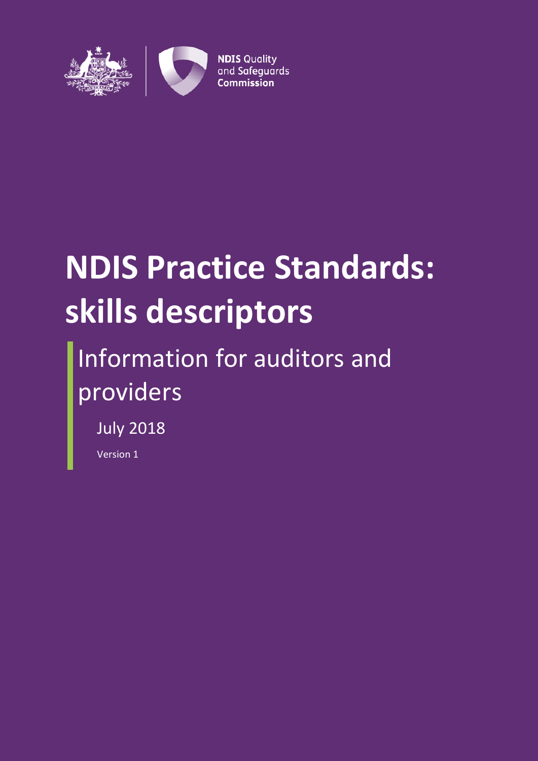NDIS Quality and Safeguards Commission

# NDIS Practice Standards: skills descriptors

## Information for auditors and providers

July 2018

Version 1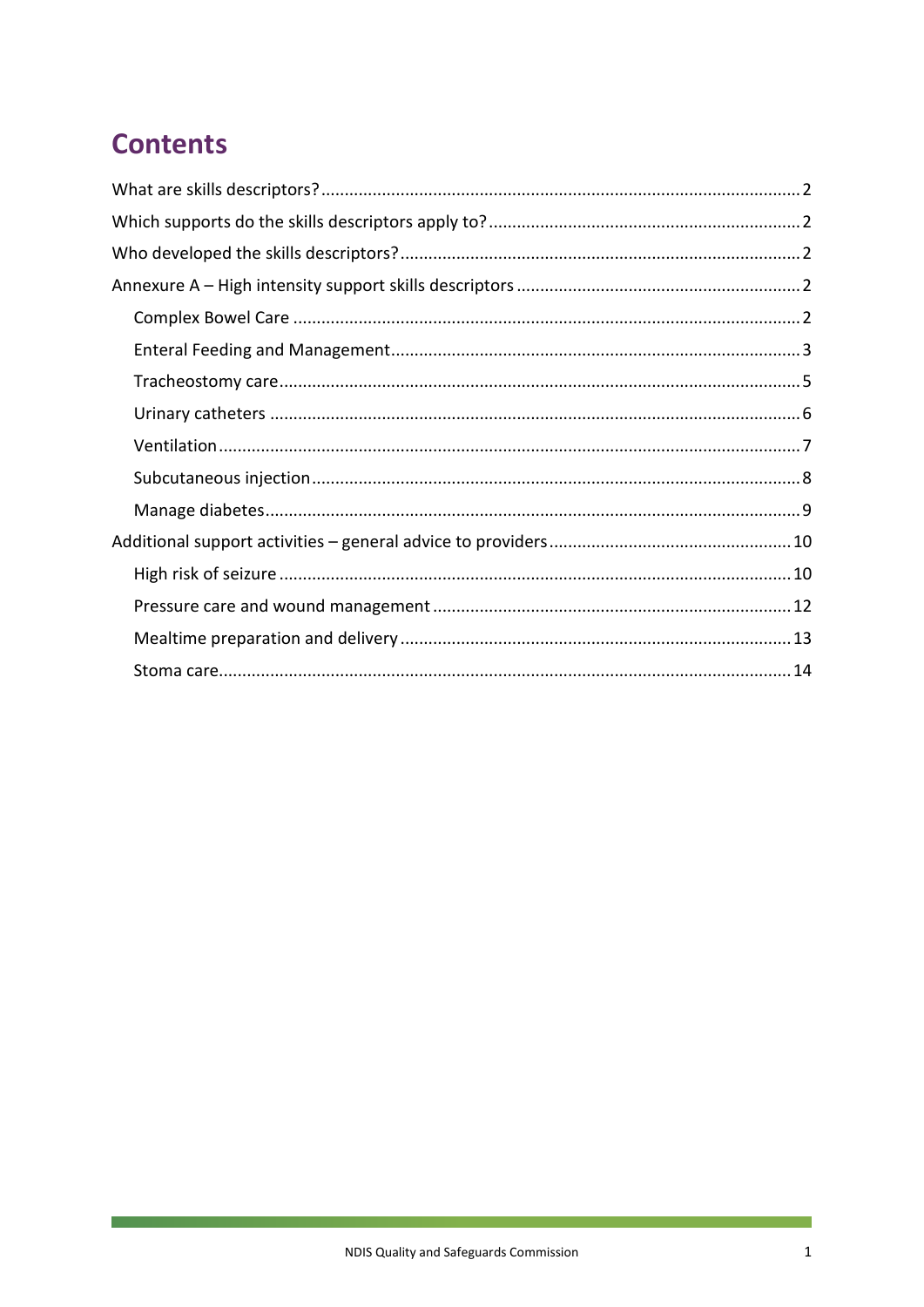# Contents

What are skills descriptors? 2

Which supports do the skills descriptors apply to? 2

Who developed the skills descriptors? 2

Annexure A – High intensity support skills descriptors 2

- Complex Bowel Care 2
- Enteral Feeding and Management 3
- Tracheostomy care 5
- Urinary catheters 6
- Ventilation 7
- Subcutaneous injection 8
- Manage diabetes 9

Additional support activities – general advice to providers 10

- High risk of seizure 10
- Pressure care and wound management 12
- Mealtime preparation and delivery 13
- Stoma care 14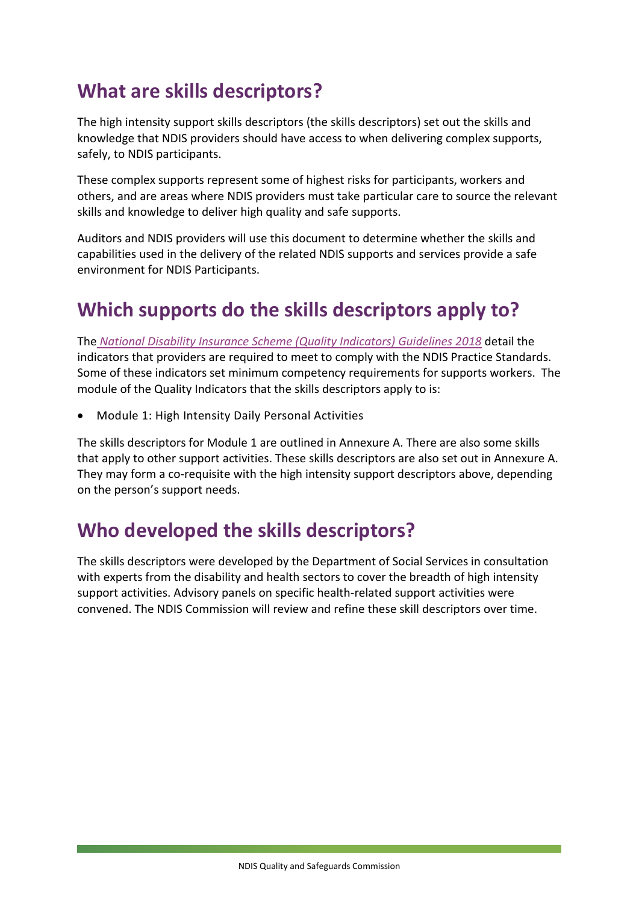## What are skills descriptors?

The high intensity support skills descriptors (the skills descriptors) set out the skills and knowledge that NDIS providers should have access to when delivering complex supports, safely, to NDIS participants.

These complex supports represent some of highest risks for participants, workers and others, and are areas where NDIS providers must take particular care to source the relevant skills and knowledge to deliver high quality and safe supports.

Auditors and NDIS providers will use this document to determine whether the skills and capabilities used in the delivery of the related NDIS supports and services provide a safe environment for NDIS Participants.

## Which supports do the skills descriptors apply to?

The *National Disability Insurance Scheme (Quality Indicators) Guidelines 2018* detail the indicators that providers are required to meet to comply with the NDIS Practice Standards. Some of these indicators set minimum competency requirements for supports workers. The module of the Quality Indicators that the skills descriptors apply to is:

- Module 1: High Intensity Daily Personal Activities

The skills descriptors for Module 1 are outlined in Annexure A. There are also some skills that apply to other support activities. These skills descriptors are also set out in Annexure A. They may form a co-requisite with the high intensity support descriptors above, depending on the person's support needs.

## Who developed the skills descriptors?

The skills descriptors were developed by the Department of Social Services in consultation with experts from the disability and health sectors to cover the breadth of high intensity support activities. Advisory panels on specific health-related support activities were convened. The NDIS Commission will review and refine these skill descriptors over time.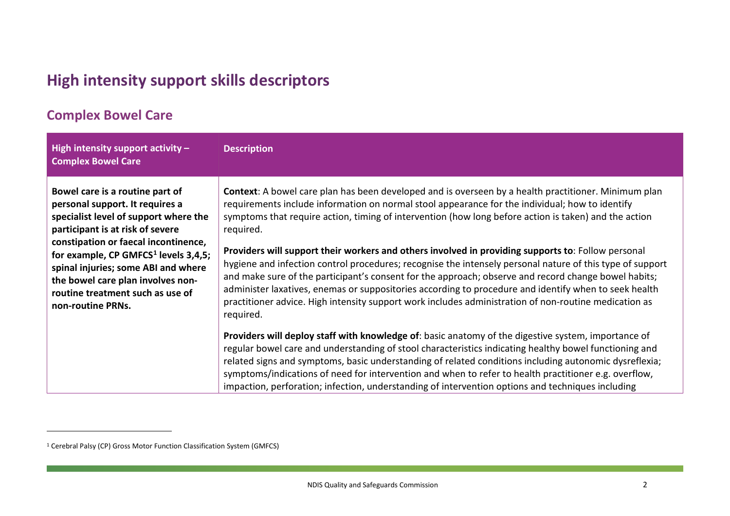# High intensity support skills descriptors

## Complex Bowel Care

| High intensity support activity – Complex Bowel Care | Description |
| --- | --- |
| **Bowel care is a routine part of personal support. It requires a specialist level of support where the participant is at risk of severe constipation or faecal incontinence, for example, CP GMFCS[1] levels 3,4,5; spinal injuries; some ABI and where the bowel care plan involves non-routine treatment such as use of non-routine PRNs.** | **Context**: A bowel care plan has been developed and is overseen by a health practitioner. Minimum plan requirements include information on normal stool appearance for the individual; how to identify symptoms that require action, timing of intervention (how long before action is taken) and the action required.<br><br>**Providers will support their workers and others involved in providing supports to**: Follow personal hygiene and infection control procedures; recognise the intensely personal nature of this type of support and make sure of the participant's consent for the approach; observe and record change bowel habits; administer laxatives, enemas or suppositories according to procedure and identify when to seek health practitioner advice. High intensity support work includes administration of non-routine medication as required.<br><br>**Providers will deploy staff with knowledge of**: basic anatomy of the digestive system, importance of regular bowel care and understanding of stool characteristics indicating healthy bowel functioning and related signs and symptoms, basic understanding of related conditions including autonomic dysreflexia; symptoms/indications of need for intervention and when to refer to health practitioner e.g. overflow, impaction, perforation; infection, understanding of intervention options and techniques including |

[1] Cerebral Palsy (CP) Gross Motor Function Classification System (GMFCS)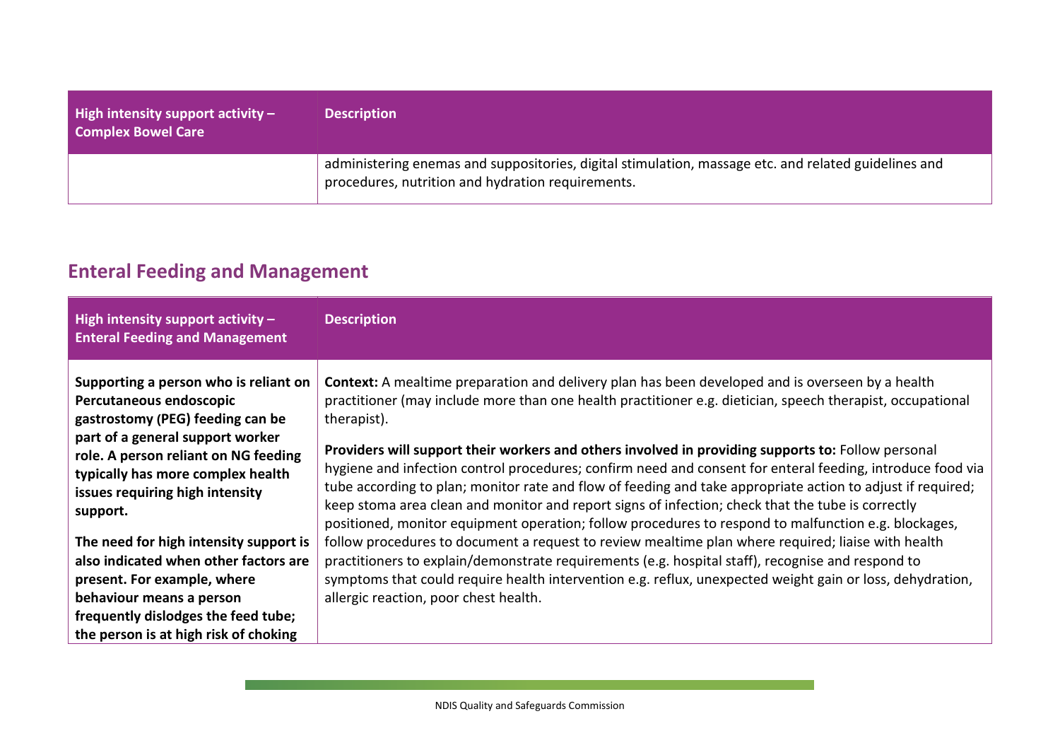| High intensity support activity – Complex Bowel Care | Description |
|---|---|
| | administering enemas and suppositories, digital stimulation, massage etc. and related guidelines and procedures, nutrition and hydration requirements. |

## Enteral Feeding and Management

| High intensity support activity – Enteral Feeding and Management | Description |
|---|---|
| **Supporting a person who is reliant on Percutaneous endoscopic gastrostomy (PEG) feeding can be part of a general support worker role. A person reliant on NG feeding typically has more complex health issues requiring high intensity support.**<br><br>**The need for high intensity support is also indicated when other factors are present. For example, where behaviour means a person frequently dislodges the feed tube; the person is at high risk of choking** | **Context:** A mealtime preparation and delivery plan has been developed and is overseen by a health practitioner (may include more than one health practitioner e.g. dietician, speech therapist, occupational therapist).<br><br>**Providers will support their workers and others involved in providing supports to:** Follow personal hygiene and infection control procedures; confirm need and consent for enteral feeding, introduce food via tube according to plan; monitor rate and flow of feeding and take appropriate action to adjust if required; keep stoma area clean and monitor and report signs of infection; check that the tube is correctly positioned, monitor equipment operation; follow procedures to respond to malfunction e.g. blockages, follow procedures to document a request to review mealtime plan where required; liaise with health practitioners to explain/demonstrate requirements (e.g. hospital staff), recognise and respond to symptoms that could require health intervention e.g. reflux, unexpected weight gain or loss, dehydration, allergic reaction, poor chest health. |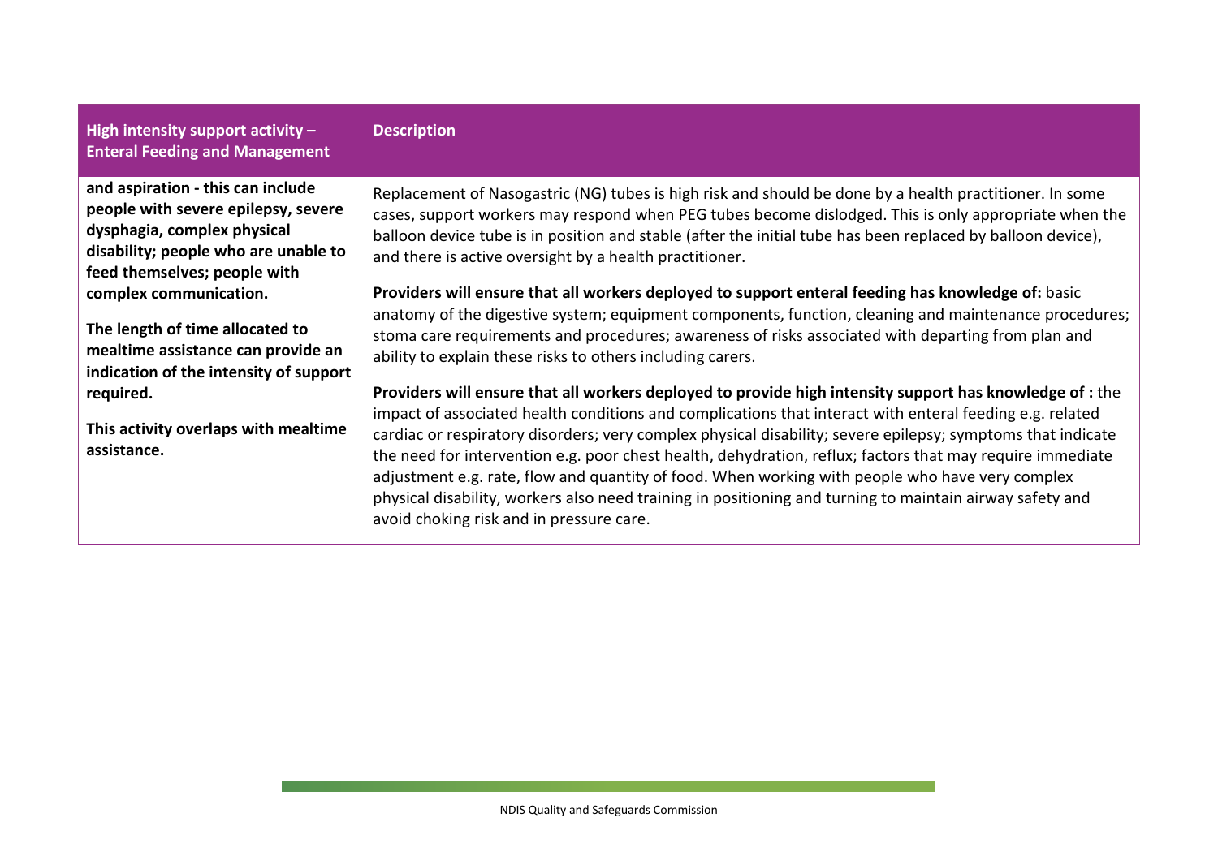| High intensity support activity – Enteral Feeding and Management | Description |
| --- | --- |
| **and aspiration - this can include people with severe epilepsy, severe dysphagia, complex physical disability; people who are unable to feed themselves; people with complex communication.**<br><br>**The length of time allocated to mealtime assistance can provide an indication of the intensity of support required.**<br><br>**This activity overlaps with mealtime assistance.** | Replacement of Nasogastric (NG) tubes is high risk and should be done by a health practitioner. In some cases, support workers may respond when PEG tubes become dislodged. This is only appropriate when the balloon device tube is in position and stable (after the initial tube has been replaced by balloon device), and there is active oversight by a health practitioner.<br><br>**Providers will ensure that all workers deployed to support enteral feeding has knowledge of:** basic anatomy of the digestive system; equipment components, function, cleaning and maintenance procedures; stoma care requirements and procedures; awareness of risks associated with departing from plan and ability to explain these risks to others including carers.<br><br>**Providers will ensure that all workers deployed to provide high intensity support has knowledge of :** the impact of associated health conditions and complications that interact with enteral feeding e.g. related cardiac or respiratory disorders; very complex physical disability; severe epilepsy; symptoms that indicate the need for intervention e.g. poor chest health, dehydration, reflux; factors that may require immediate adjustment e.g. rate, flow and quantity of food. When working with people who have very complex physical disability, workers also need training in positioning and turning to maintain airway safety and avoid choking risk and in pressure care. |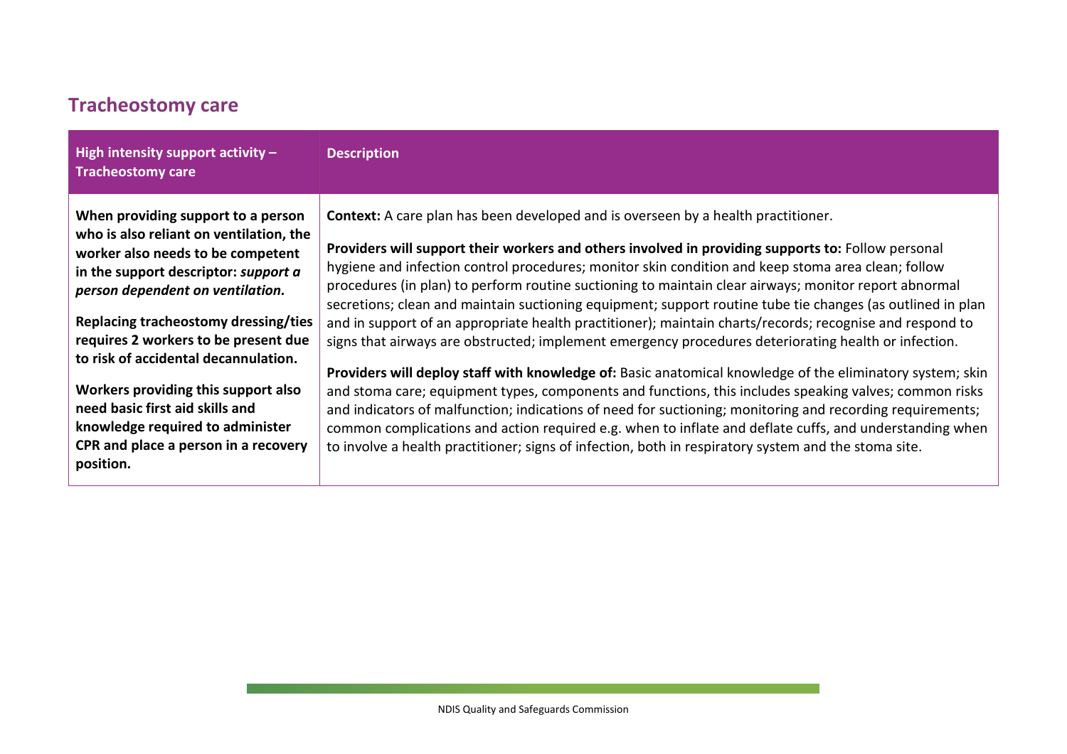## Tracheostomy care

| High intensity support activity – Tracheostomy care | Description |
| --- | --- |
| **When providing support to a person who is also reliant on ventilation, the worker also needs to be competent in the support descriptor: *support a person dependent on ventilation.***<br><br>**Replacing tracheostomy dressing/ties requires 2 workers to be present due to risk of accidental decannulation.**<br><br>**Workers providing this support also need basic first aid skills and knowledge required to administer CPR and place a person in a recovery position.** | **Context:** A care plan has been developed and is overseen by a health practitioner.<br><br>**Providers will support their workers and others involved in providing supports to:** Follow personal hygiene and infection control procedures; monitor skin condition and keep stoma area clean; follow procedures (in plan) to perform routine suctioning to maintain clear airways; monitor report abnormal secretions; clean and maintain suctioning equipment; support routine tube tie changes (as outlined in plan and in support of an appropriate health practitioner); maintain charts/records; recognise and respond to signs that airways are obstructed; implement emergency procedures deteriorating health or infection.<br><br>**Providers will deploy staff with knowledge of:** Basic anatomical knowledge of the eliminatory system; skin and stoma care; equipment types, components and functions, this includes speaking valves; common risks and indicators of malfunction; indications of need for suctioning; monitoring and recording requirements; common complications and action required e.g. when to inflate and deflate cuffs, and understanding when to involve a health practitioner; signs of infection, both in respiratory system and the stoma site. |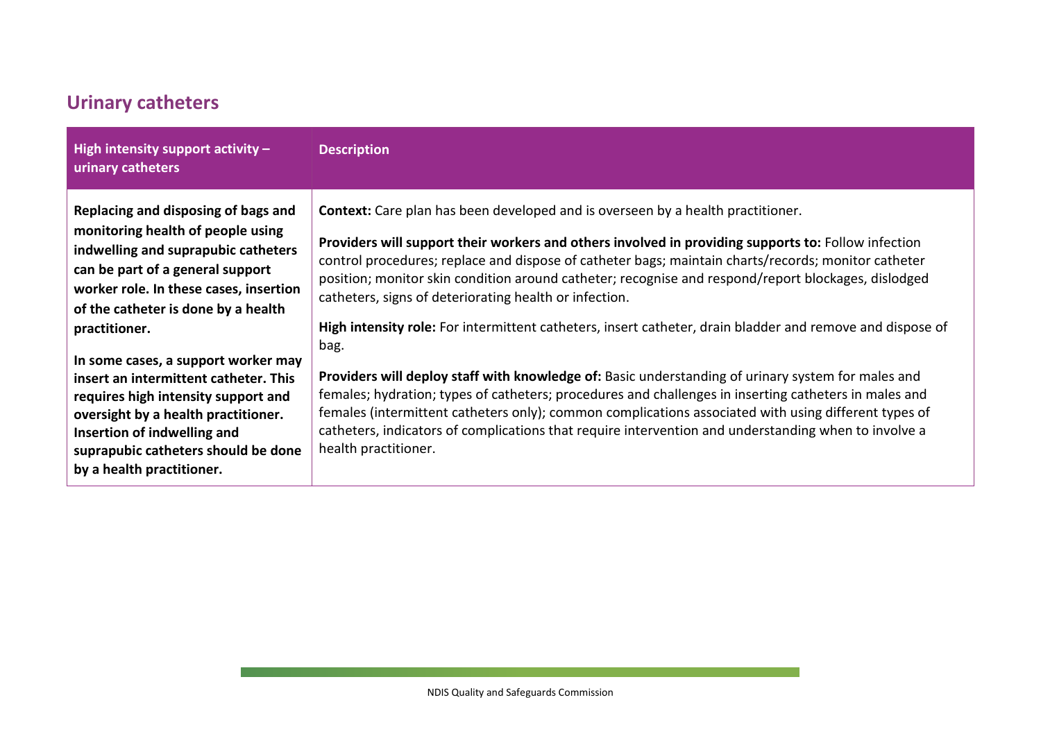## Urinary catheters

| High intensity support activity – urinary catheters | Description |
| --- | --- |
| **Replacing and disposing of bags and monitoring health of people using indwelling and suprapubic catheters can be part of a general support worker role. In these cases, insertion of the catheter is done by a health practitioner.** <br><br> **In some cases, a support worker may insert an intermittent catheter. This requires high intensity support and oversight by a health practitioner. Insertion of indwelling and suprapubic catheters should be done by a health practitioner.** | **Context:** Care plan has been developed and is overseen by a health practitioner. <br><br> **Providers will support their workers and others involved in providing supports to:** Follow infection control procedures; replace and dispose of catheter bags; maintain charts/records; monitor catheter position; monitor skin condition around catheter; recognise and respond/report blockages, dislodged catheters, signs of deteriorating health or infection. <br><br> **High intensity role:** For intermittent catheters, insert catheter, drain bladder and remove and dispose of bag. <br><br> **Providers will deploy staff with knowledge of:** Basic understanding of urinary system for males and females; hydration; types of catheters; procedures and challenges in inserting catheters in males and females (intermittent catheters only); common complications associated with using different types of catheters, indicators of complications that require intervention and understanding when to involve a health practitioner. |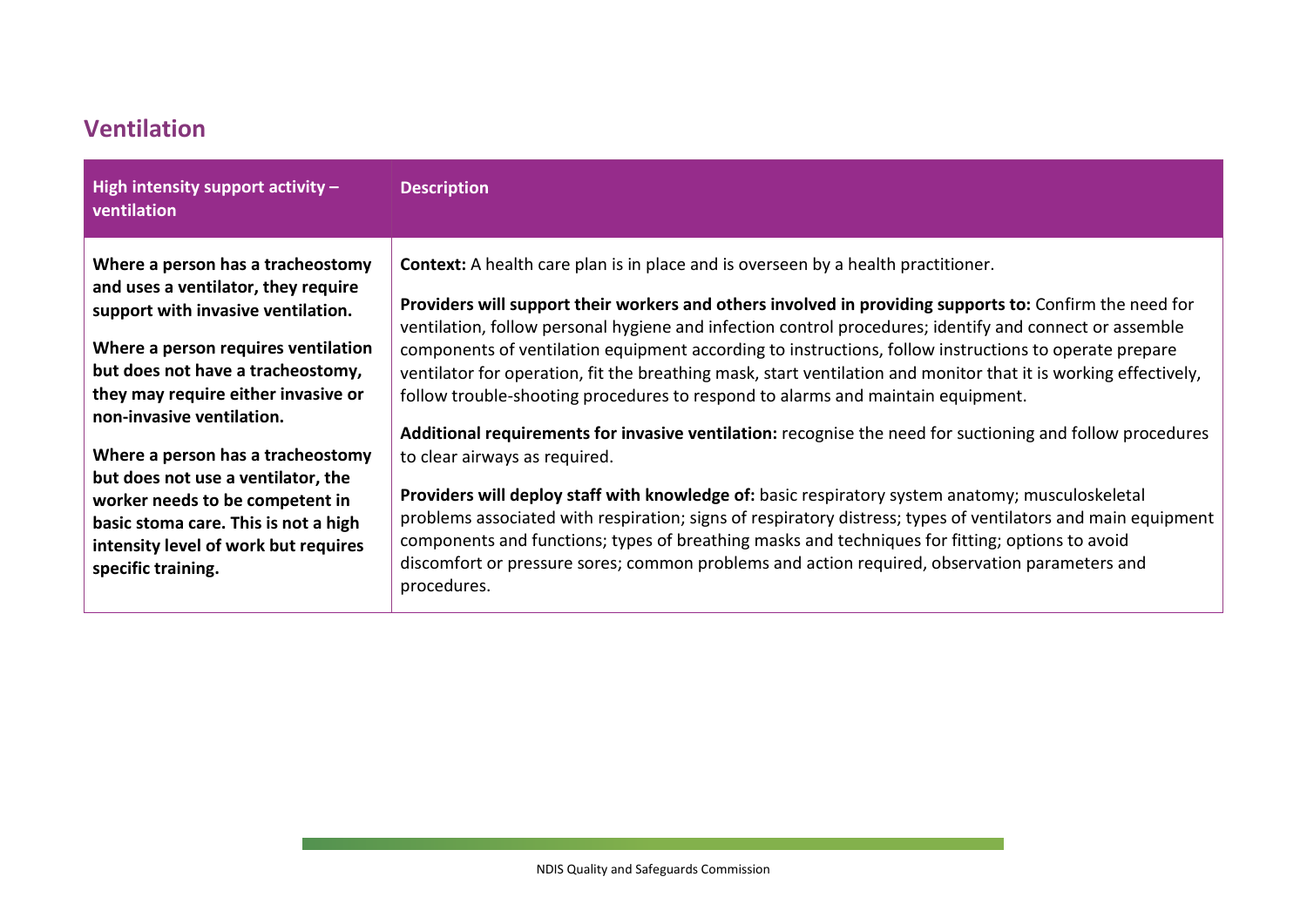## Ventilation

| High intensity support activity – ventilation | Description |
|---|---|
| **Where a person has a tracheostomy and uses a ventilator, they require support with invasive ventilation.**<br><br>**Where a person requires ventilation but does not have a tracheostomy, they may require either invasive or non-invasive ventilation.**<br><br>**Where a person has a tracheostomy but does not use a ventilator, the worker needs to be competent in basic stoma care. This is not a high intensity level of work but requires specific training.** | **Context:** A health care plan is in place and is overseen by a health practitioner.<br><br>**Providers will support their workers and others involved in providing supports to:** Confirm the need for ventilation, follow personal hygiene and infection control procedures; identify and connect or assemble components of ventilation equipment according to instructions, follow instructions to operate prepare ventilator for operation, fit the breathing mask, start ventilation and monitor that it is working effectively, follow trouble-shooting procedures to respond to alarms and maintain equipment.<br><br>**Additional requirements for invasive ventilation:** recognise the need for suctioning and follow procedures to clear airways as required.<br><br>**Providers will deploy staff with knowledge of:** basic respiratory system anatomy; musculoskeletal problems associated with respiration; signs of respiratory distress; types of ventilators and main equipment components and functions; types of breathing masks and techniques for fitting; options to avoid discomfort or pressure sores; common problems and action required, observation parameters and procedures. |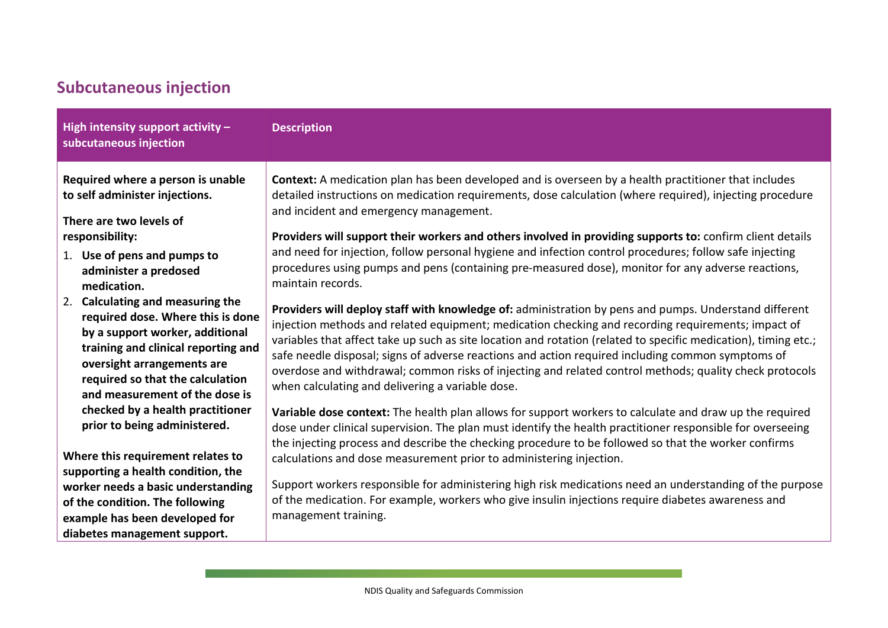## Subcutaneous injection

| High intensity support activity – subcutaneous injection | Description |
| --- | --- |
| **Required where a person is unable to self administer injections.**<br><br>**There are two levels of responsibility:**<br>1. **Use of pens and pumps to administer a predosed medication.**<br>2. **Calculating and measuring the required dose. Where this is done by a support worker, additional training and clinical reporting and oversight arrangements are required so that the calculation and measurement of the dose is checked by a health practitioner prior to being administered.**<br><br>**Where this requirement relates to supporting a health condition, the worker needs a basic understanding of the condition. The following example has been developed for diabetes management support.** | **Context:** A medication plan has been developed and is overseen by a health practitioner that includes detailed instructions on medication requirements, dose calculation (where required), injecting procedure and incident and emergency management.<br><br>**Providers will support their workers and others involved in providing supports to:** confirm client details and need for injection, follow personal hygiene and infection control procedures; follow safe injecting procedures using pumps and pens (containing pre-measured dose), monitor for any adverse reactions, maintain records.<br><br>**Providers will deploy staff with knowledge of:** administration by pens and pumps. Understand different injection methods and related equipment; medication checking and recording requirements; impact of variables that affect take up such as site location and rotation (related to specific medication), timing etc.; safe needle disposal; signs of adverse reactions and action required including common symptoms of overdose and withdrawal; common risks of injecting and related control methods; quality check protocols when calculating and delivering a variable dose.<br><br>**Variable dose context:** The health plan allows for support workers to calculate and draw up the required dose under clinical supervision. The plan must identify the health practitioner responsible for overseeing the injecting process and describe the checking procedure to be followed so that the worker confirms calculations and dose measurement prior to administering injection.<br><br>Support workers responsible for administering high risk medications need an understanding of the purpose of the medication. For example, workers who give insulin injections require diabetes awareness and management training. |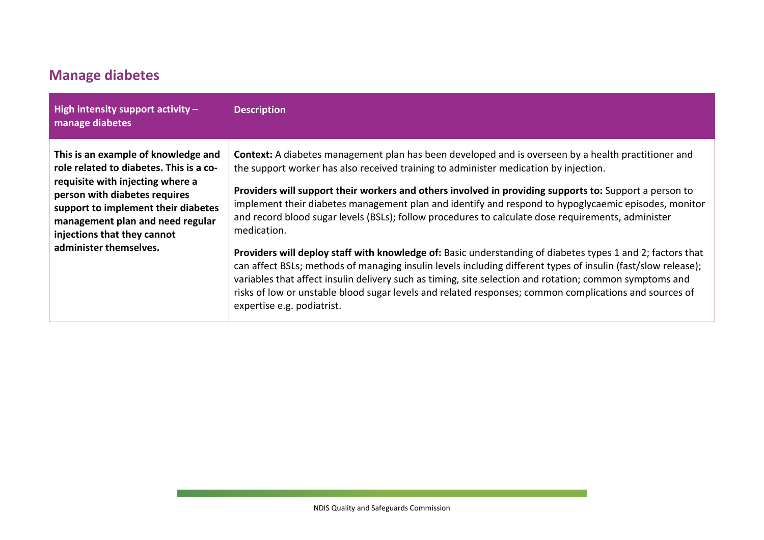## Manage diabetes

| High intensity support activity – manage diabetes | Description |
| --- | --- |
| **This is an example of knowledge and role related to diabetes. This is a co-requisite with injecting where a person with diabetes requires support to implement their diabetes management plan and need regular injections that they cannot administer themselves.** | **Context:** A diabetes management plan has been developed and is overseen by a health practitioner and the support worker has also received training to administer medication by injection.<br><br>**Providers will support their workers and others involved in providing supports to:** Support a person to implement their diabetes management plan and identify and respond to hypoglycaemic episodes, monitor and record blood sugar levels (BSLs); follow procedures to calculate dose requirements, administer medication.<br><br>**Providers will deploy staff with knowledge of:** Basic understanding of diabetes types 1 and 2; factors that can affect BSLs; methods of managing insulin levels including different types of insulin (fast/slow release); variables that affect insulin delivery such as timing, site selection and rotation; common symptoms and risks of low or unstable blood sugar levels and related responses; common complications and sources of expertise e.g. podiatrist. |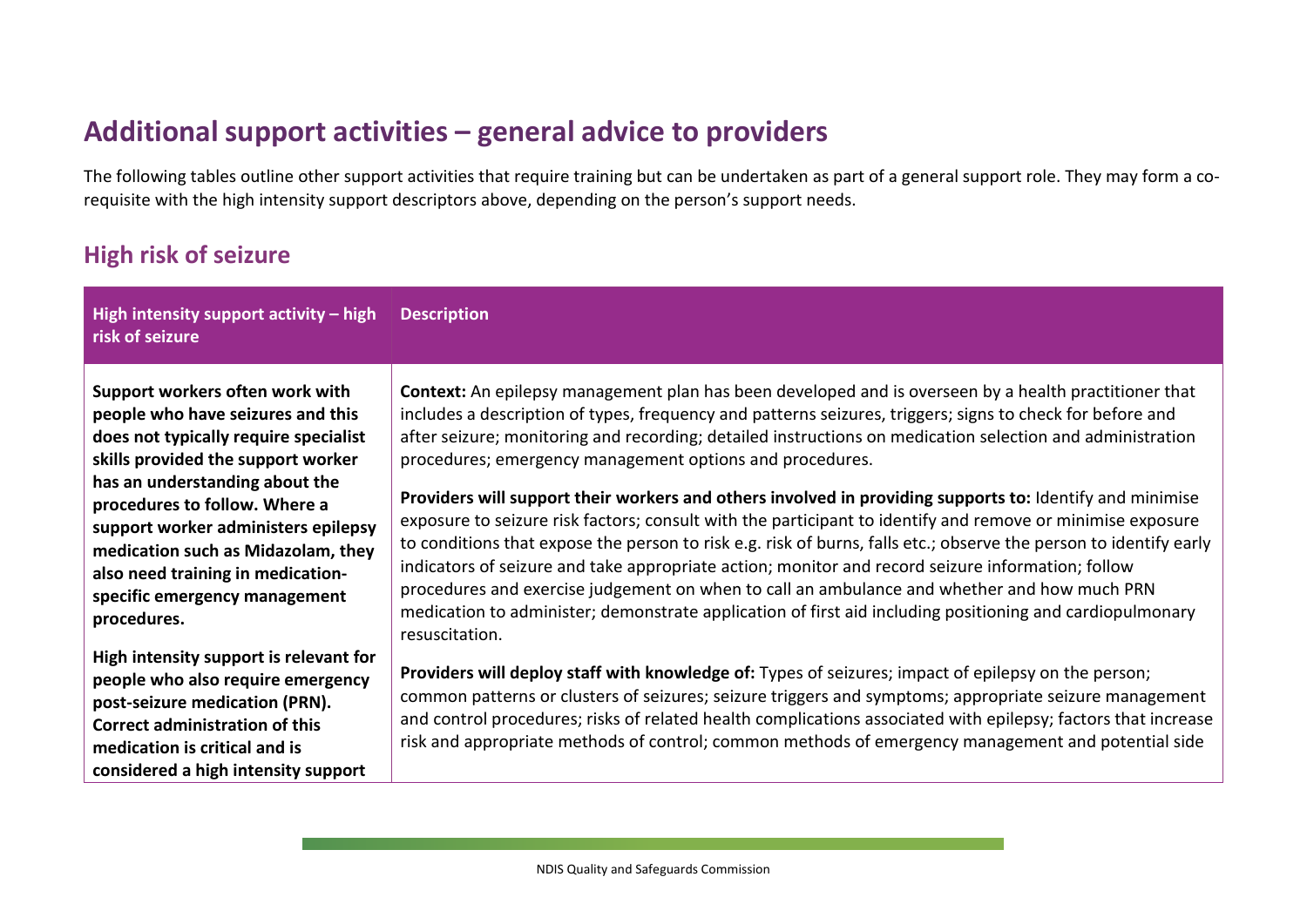## Additional support activities – general advice to providers

The following tables outline other support activities that require training but can be undertaken as part of a general support role. They may form a co-requisite with the high intensity support descriptors above, depending on the person's support needs.

### High risk of seizure

| High intensity support activity – high risk of seizure | Description |
|---|---|
| **Support workers often work with people who have seizures and this does not typically require specialist skills provided the support worker has an understanding about the procedures to follow. Where a support worker administers epilepsy medication such as Midazolam, they also need training in medication-specific emergency management procedures.**<br><br>**High intensity support is relevant for people who also require emergency post-seizure medication (PRN). Correct administration of this medication is critical and is considered a high intensity support** | **Context:** An epilepsy management plan has been developed and is overseen by a health practitioner that includes a description of types, frequency and patterns seizures, triggers; signs to check for before and after seizure; monitoring and recording; detailed instructions on medication selection and administration procedures; emergency management options and procedures.<br><br>**Providers will support their workers and others involved in providing supports to:** Identify and minimise exposure to seizure risk factors; consult with the participant to identify and remove or minimise exposure to conditions that expose the person to risk e.g. risk of burns, falls etc.; observe the person to identify early indicators of seizure and take appropriate action; monitor and record seizure information; follow procedures and exercise judgement on when to call an ambulance and whether and how much PRN medication to administer; demonstrate application of first aid including positioning and cardiopulmonary resuscitation.<br><br>**Providers will deploy staff with knowledge of:** Types of seizures; impact of epilepsy on the person; common patterns or clusters of seizures; seizure triggers and symptoms; appropriate seizure management and control procedures; risks of related health complications associated with epilepsy; factors that increase risk and appropriate methods of control; common methods of emergency management and potential side |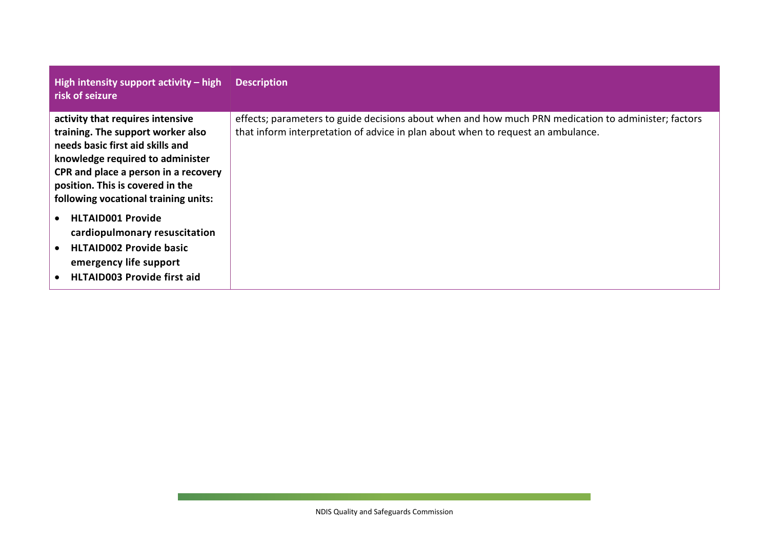| High intensity support activity – high risk of seizure | Description |
|---|---|
| **activity that requires intensive training. The support worker also needs basic first aid skills and knowledge required to administer CPR and place a person in a recovery position. This is covered in the following vocational training units:** <br>• **HLTAID001 Provide cardiopulmonary resuscitation** <br>• **HLTAID002 Provide basic emergency life support** <br>• **HLTAID003 Provide first aid** | effects; parameters to guide decisions about when and how much PRN medication to administer; factors that inform interpretation of advice in plan about when to request an ambulance. |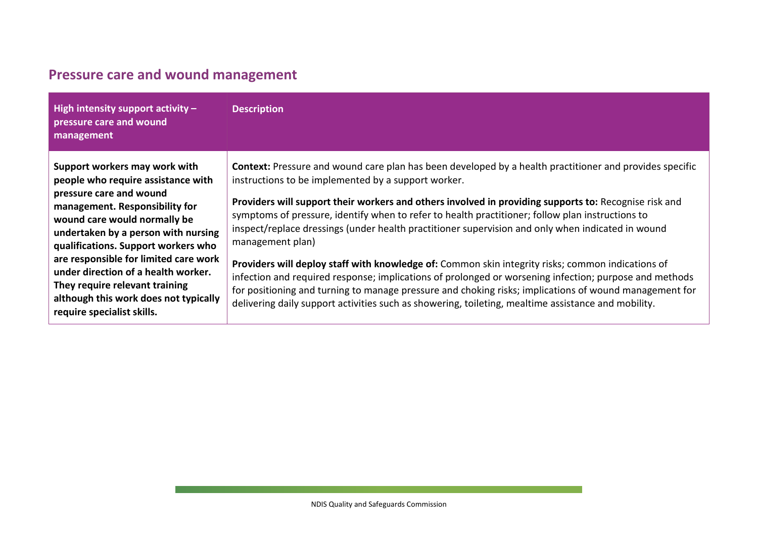## Pressure care and wound management

| High intensity support activity – pressure care and wound management | Description |
|---|---|
| **Support workers may work with people who require assistance with pressure care and wound management. Responsibility for wound care would normally be undertaken by a person with nursing qualifications. Support workers who are responsible for limited care work under direction of a health worker. They require relevant training although this work does not typically require specialist skills.** | **Context:** Pressure and wound care plan has been developed by a health practitioner and provides specific instructions to be implemented by a support worker.<br><br>**Providers will support their workers and others involved in providing supports to:** Recognise risk and symptoms of pressure, identify when to refer to health practitioner; follow plan instructions to inspect/replace dressings (under health practitioner supervision and only when indicated in wound management plan)<br><br>**Providers will deploy staff with knowledge of:** Common skin integrity risks; common indications of infection and required response; implications of prolonged or worsening infection; purpose and methods for positioning and turning to manage pressure and choking risks; implications of wound management for delivering daily support activities such as showering, toileting, mealtime assistance and mobility. |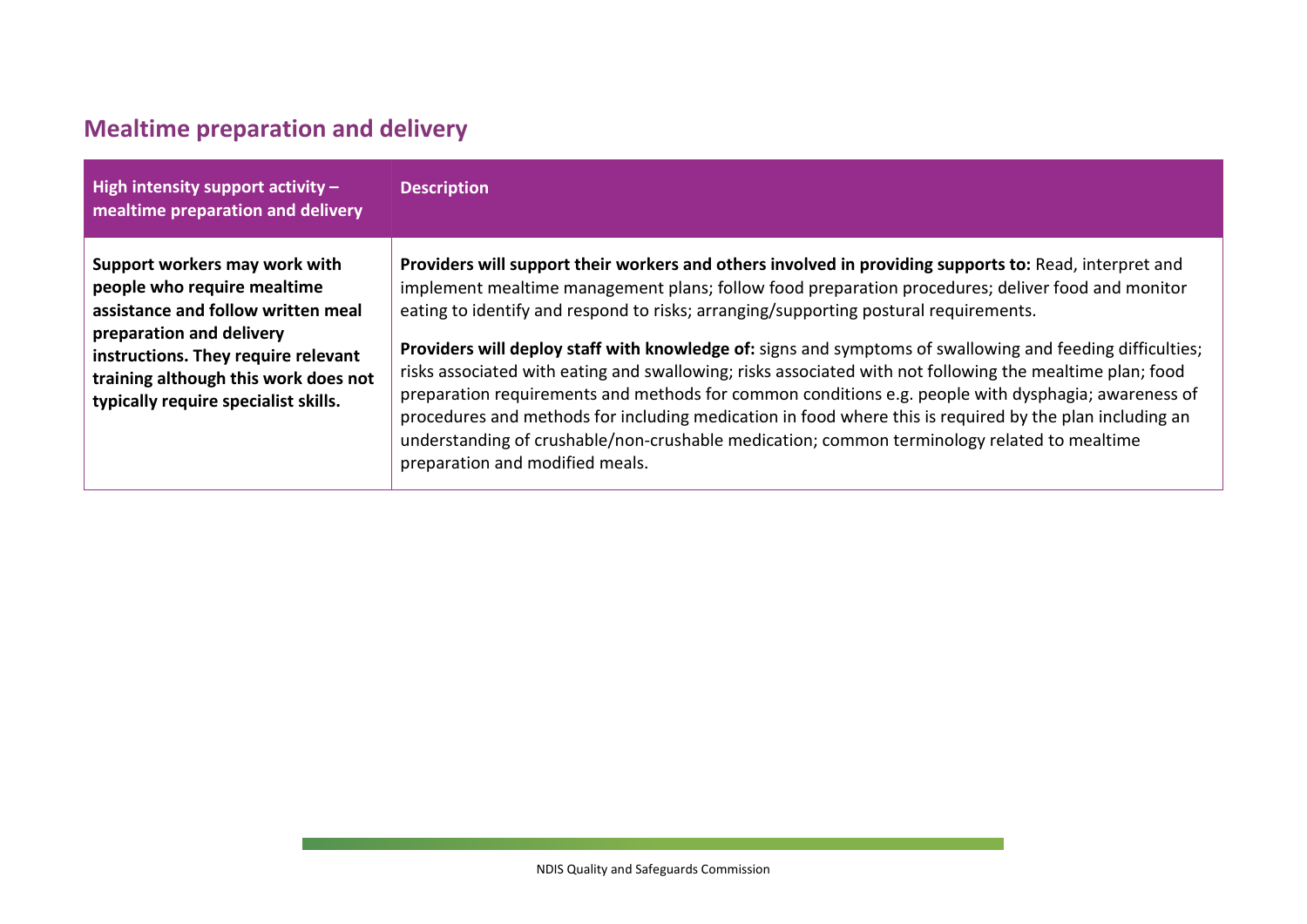## Mealtime preparation and delivery

| High intensity support activity – mealtime preparation and delivery | Description |
|---|---|
| **Support workers may work with people who require mealtime assistance and follow written meal preparation and delivery instructions. They require relevant training although this work does not typically require specialist skills.** | **Providers will support their workers and others involved in providing supports to:** Read, interpret and implement mealtime management plans; follow food preparation procedures; deliver food and monitor eating to identify and respond to risks; arranging/supporting postural requirements.<br><br>**Providers will deploy staff with knowledge of:** signs and symptoms of swallowing and feeding difficulties; risks associated with eating and swallowing; risks associated with not following the mealtime plan; food preparation requirements and methods for common conditions e.g. people with dysphagia; awareness of procedures and methods for including medication in food where this is required by the plan including an understanding of crushable/non-crushable medication; common terminology related to mealtime preparation and modified meals. |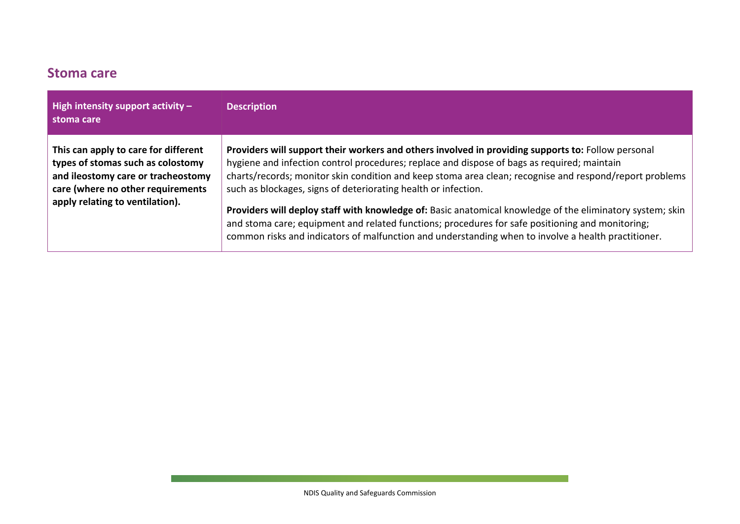## Stoma care

| High intensity support activity – stoma care | Description |
| --- | --- |
| **This can apply to care for different types of stomas such as colostomy and ileostomy care or tracheostomy care (where no other requirements apply relating to ventilation).** | **Providers will support their workers and others involved in providing supports to:** Follow personal hygiene and infection control procedures; replace and dispose of bags as required; maintain charts/records; monitor skin condition and keep stoma area clean; recognise and respond/report problems such as blockages, signs of deteriorating health or infection.<br><br>**Providers will deploy staff with knowledge of:** Basic anatomical knowledge of the eliminatory system; skin and stoma care; equipment and related functions; procedures for safe positioning and monitoring; common risks and indicators of malfunction and understanding when to involve a health practitioner. |